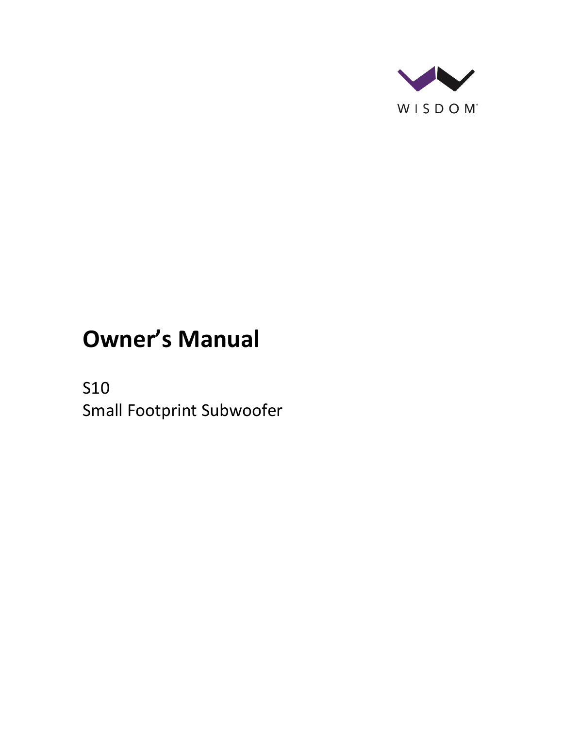WISDOM

# Owner's Manual

S10
Small Footprint Subwoofer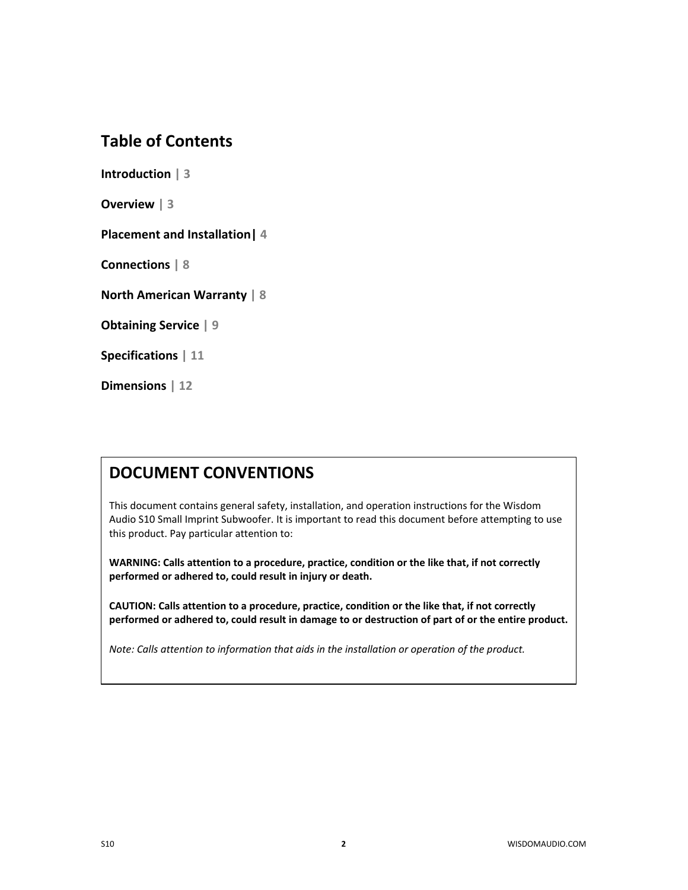## Table of Contents

**Introduction** | 3

**Overview** | 3

**Placement and Installation**| 4

**Connections** | 8

**North American Warranty** | 8

**Obtaining Service** | 9

**Specifications** | 11

**Dimensions** | 12

## DOCUMENT CONVENTIONS

This document contains general safety, installation, and operation instructions for the Wisdom Audio S10 Small Imprint Subwoofer. It is important to read this document before attempting to use this product. Pay particular attention to:

**WARNING: Calls attention to a procedure, practice, condition or the like that, if not correctly performed or adhered to, could result in injury or death.**

**CAUTION: Calls attention to a procedure, practice, condition or the like that, if not correctly performed or adhered to, could result in damage to or destruction of part of or the entire product.**

*Note: Calls attention to information that aids in the installation or operation of the product.*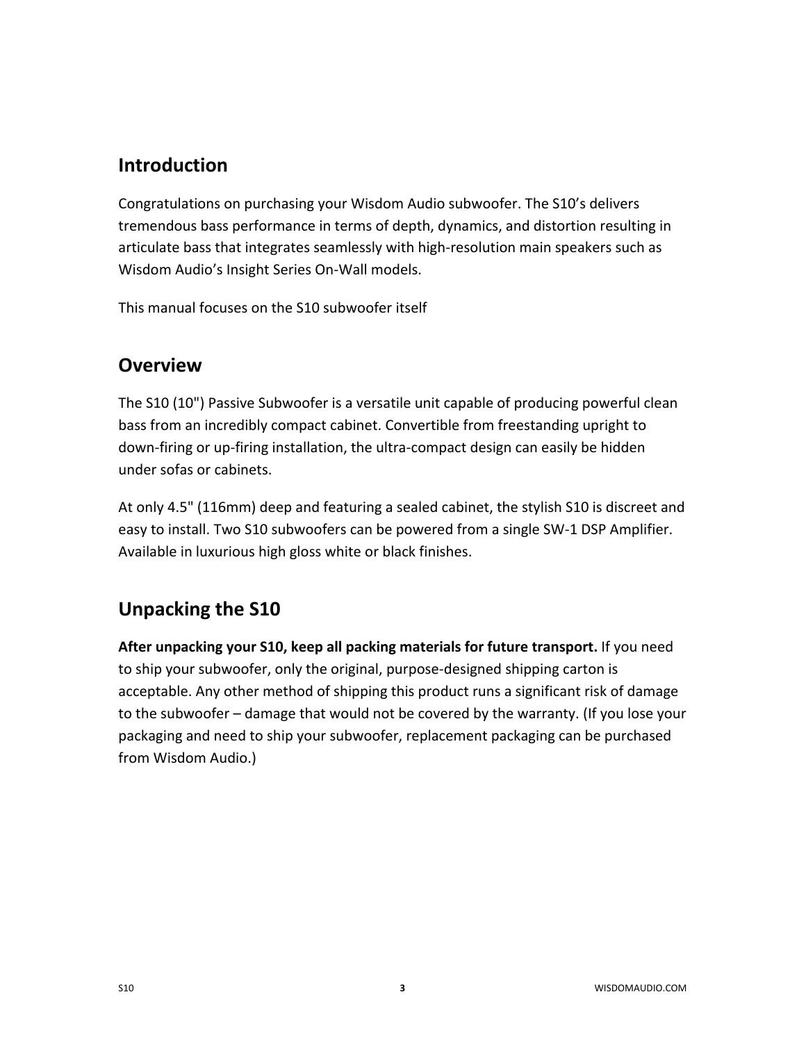## Introduction

Congratulations on purchasing your Wisdom Audio subwoofer. The S10's delivers tremendous bass performance in terms of depth, dynamics, and distortion resulting in articulate bass that integrates seamlessly with high-resolution main speakers such as Wisdom Audio's Insight Series On-Wall models.

This manual focuses on the S10 subwoofer itself

## Overview

The S10 (10") Passive Subwoofer is a versatile unit capable of producing powerful clean bass from an incredibly compact cabinet. Convertible from freestanding upright to down-firing or up-firing installation, the ultra-compact design can easily be hidden under sofas or cabinets.

At only 4.5" (116mm) deep and featuring a sealed cabinet, the stylish S10 is discreet and easy to install. Two S10 subwoofers can be powered from a single SW-1 DSP Amplifier. Available in luxurious high gloss white or black finishes.

## Unpacking the S10

**After unpacking your S10, keep all packing materials for future transport.** If you need to ship your subwoofer, only the original, purpose-designed shipping carton is acceptable. Any other method of shipping this product runs a significant risk of damage to the subwoofer – damage that would not be covered by the warranty. (If you lose your packaging and need to ship your subwoofer, replacement packaging can be purchased from Wisdom Audio.)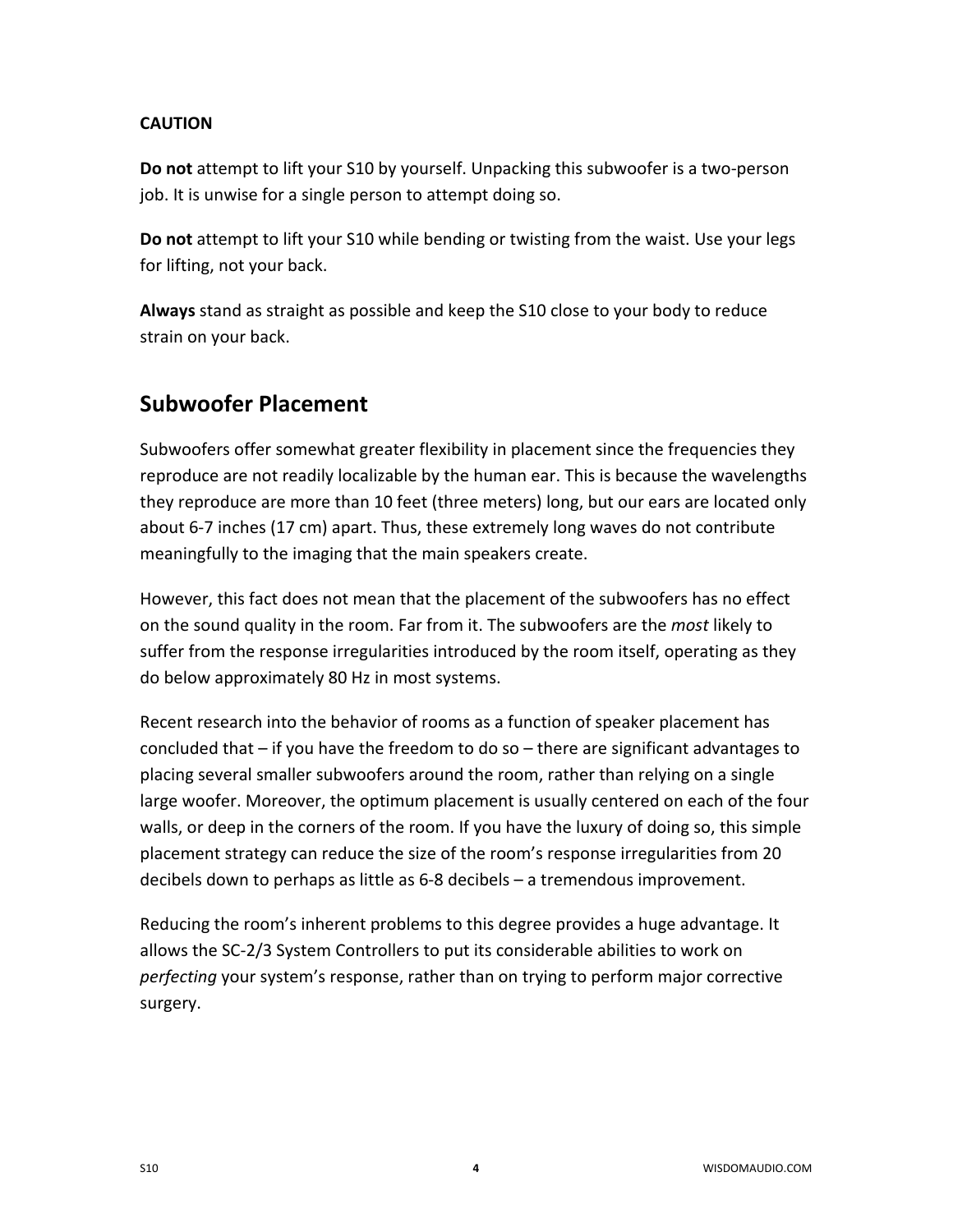**CAUTION**

**Do not** attempt to lift your S10 by yourself. Unpacking this subwoofer is a two-person job. It is unwise for a single person to attempt doing so.

**Do not** attempt to lift your S10 while bending or twisting from the waist. Use your legs for lifting, not your back.

**Always** stand as straight as possible and keep the S10 close to your body to reduce strain on your back.

## Subwoofer Placement

Subwoofers offer somewhat greater flexibility in placement since the frequencies they reproduce are not readily localizable by the human ear. This is because the wavelengths they reproduce are more than 10 feet (three meters) long, but our ears are located only about 6-7 inches (17 cm) apart. Thus, these extremely long waves do not contribute meaningfully to the imaging that the main speakers create.

However, this fact does not mean that the placement of the subwoofers has no effect on the sound quality in the room. Far from it. The subwoofers are the *most* likely to suffer from the response irregularities introduced by the room itself, operating as they do below approximately 80 Hz in most systems.

Recent research into the behavior of rooms as a function of speaker placement has concluded that – if you have the freedom to do so – there are significant advantages to placing several smaller subwoofers around the room, rather than relying on a single large woofer. Moreover, the optimum placement is usually centered on each of the four walls, or deep in the corners of the room. If you have the luxury of doing so, this simple placement strategy can reduce the size of the room's response irregularities from 20 decibels down to perhaps as little as 6-8 decibels – a tremendous improvement.

Reducing the room's inherent problems to this degree provides a huge advantage. It allows the SC-2/3 System Controllers to put its considerable abilities to work on *perfecting* your system's response, rather than on trying to perform major corrective surgery.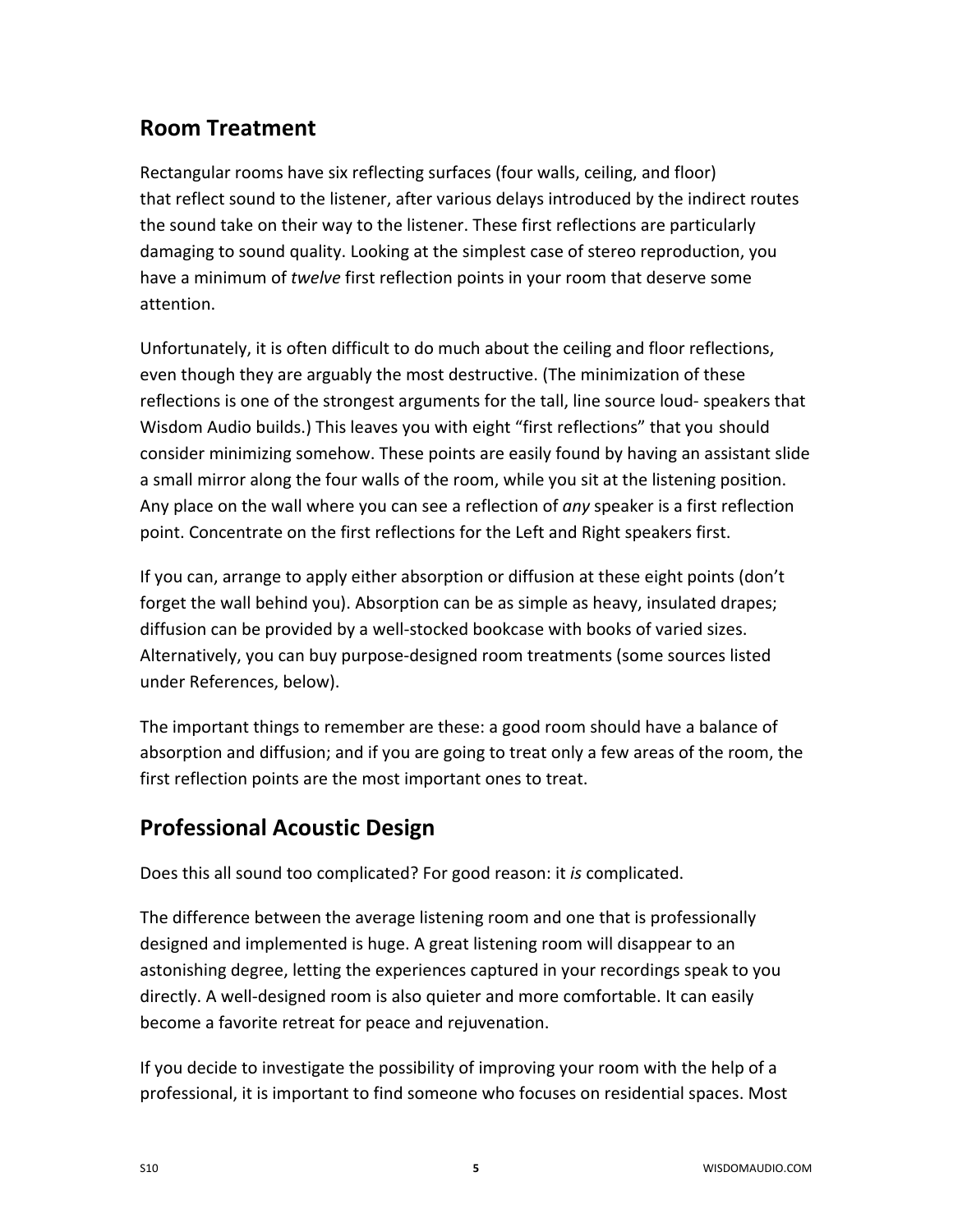## Room Treatment

Rectangular rooms have six reflecting surfaces (four walls, ceiling, and floor) that reflect sound to the listener, after various delays introduced by the indirect routes the sound take on their way to the listener. These first reflections are particularly damaging to sound quality. Looking at the simplest case of stereo reproduction, you have a minimum of *twelve* first reflection points in your room that deserve some attention.

Unfortunately, it is often difficult to do much about the ceiling and floor reflections, even though they are arguably the most destructive. (The minimization of these reflections is one of the strongest arguments for the tall, line source loud- speakers that Wisdom Audio builds.) This leaves you with eight “first reflections” that you should consider minimizing somehow. These points are easily found by having an assistant slide a small mirror along the four walls of the room, while you sit at the listening position. Any place on the wall where you can see a reflection of *any* speaker is a first reflection point. Concentrate on the first reflections for the Left and Right speakers first.

If you can, arrange to apply either absorption or diffusion at these eight points (don’t forget the wall behind you). Absorption can be as simple as heavy, insulated drapes; diffusion can be provided by a well-stocked bookcase with books of varied sizes. Alternatively, you can buy purpose-designed room treatments (some sources listed under References, below).

The important things to remember are these: a good room should have a balance of absorption and diffusion; and if you are going to treat only a few areas of the room, the first reflection points are the most important ones to treat.

## Professional Acoustic Design

Does this all sound too complicated? For good reason: it *is* complicated.

The difference between the average listening room and one that is professionally designed and implemented is huge. A great listening room will disappear to an astonishing degree, letting the experiences captured in your recordings speak to you directly. A well-designed room is also quieter and more comfortable. It can easily become a favorite retreat for peace and rejuvenation.

If you decide to investigate the possibility of improving your room with the help of a professional, it is important to find someone who focuses on residential spaces. Most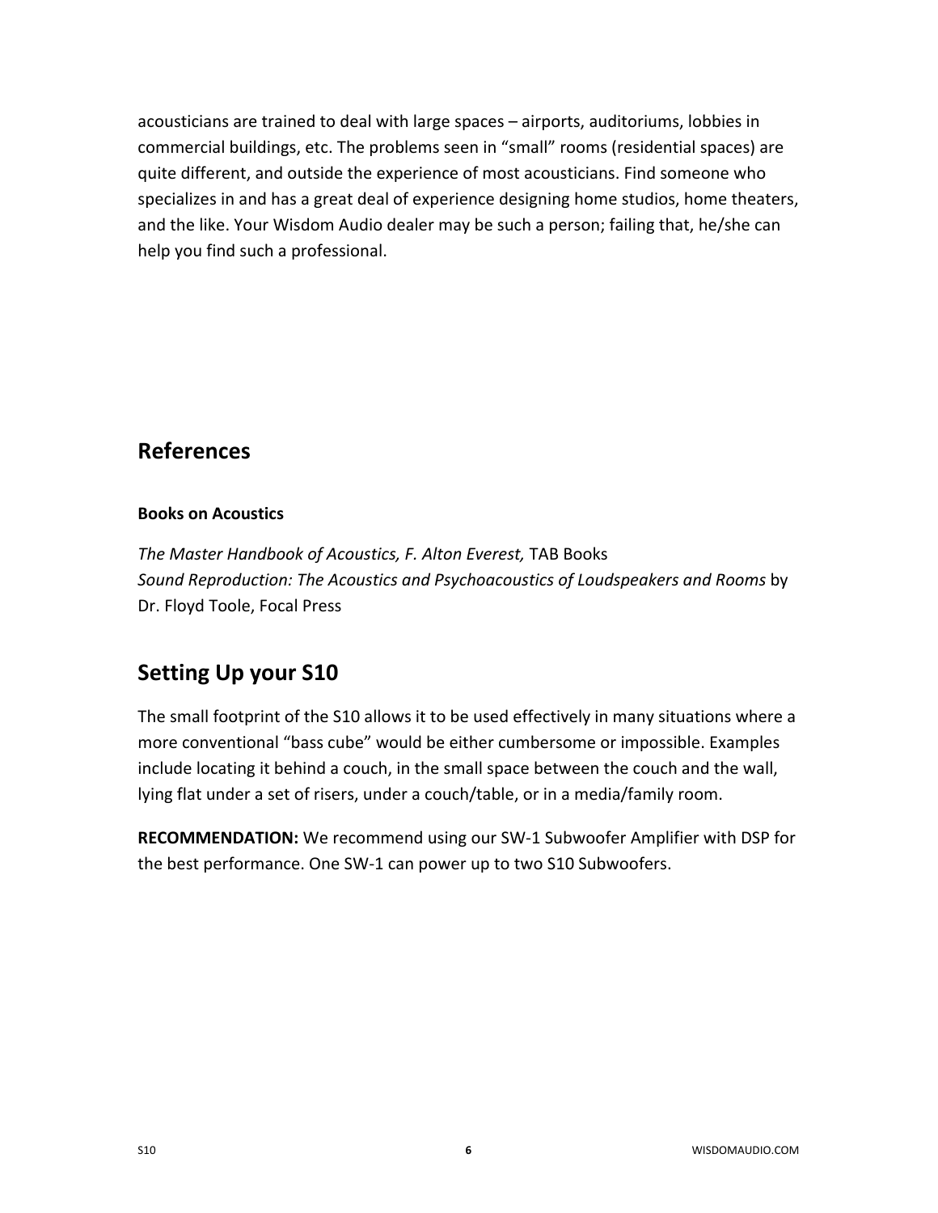acousticians are trained to deal with large spaces – airports, auditoriums, lobbies in commercial buildings, etc. The problems seen in "small" rooms (residential spaces) are quite different, and outside the experience of most acousticians. Find someone who specializes in and has a great deal of experience designing home studios, home theaters, and the like. Your Wisdom Audio dealer may be such a person; failing that, he/she can help you find such a professional.

## References

### Books on Acoustics

*The Master Handbook of Acoustics, F. Alton Everest,* TAB Books
*Sound Reproduction: The Acoustics and Psychoacoustics of Loudspeakers and Rooms* by Dr. Floyd Toole, Focal Press

## Setting Up your S10

The small footprint of the S10 allows it to be used effectively in many situations where a more conventional "bass cube" would be either cumbersome or impossible. Examples include locating it behind a couch, in the small space between the couch and the wall, lying flat under a set of risers, under a couch/table, or in a media/family room.

**RECOMMENDATION:** We recommend using our SW-1 Subwoofer Amplifier with DSP for the best performance. One SW-1 can power up to two S10 Subwoofers.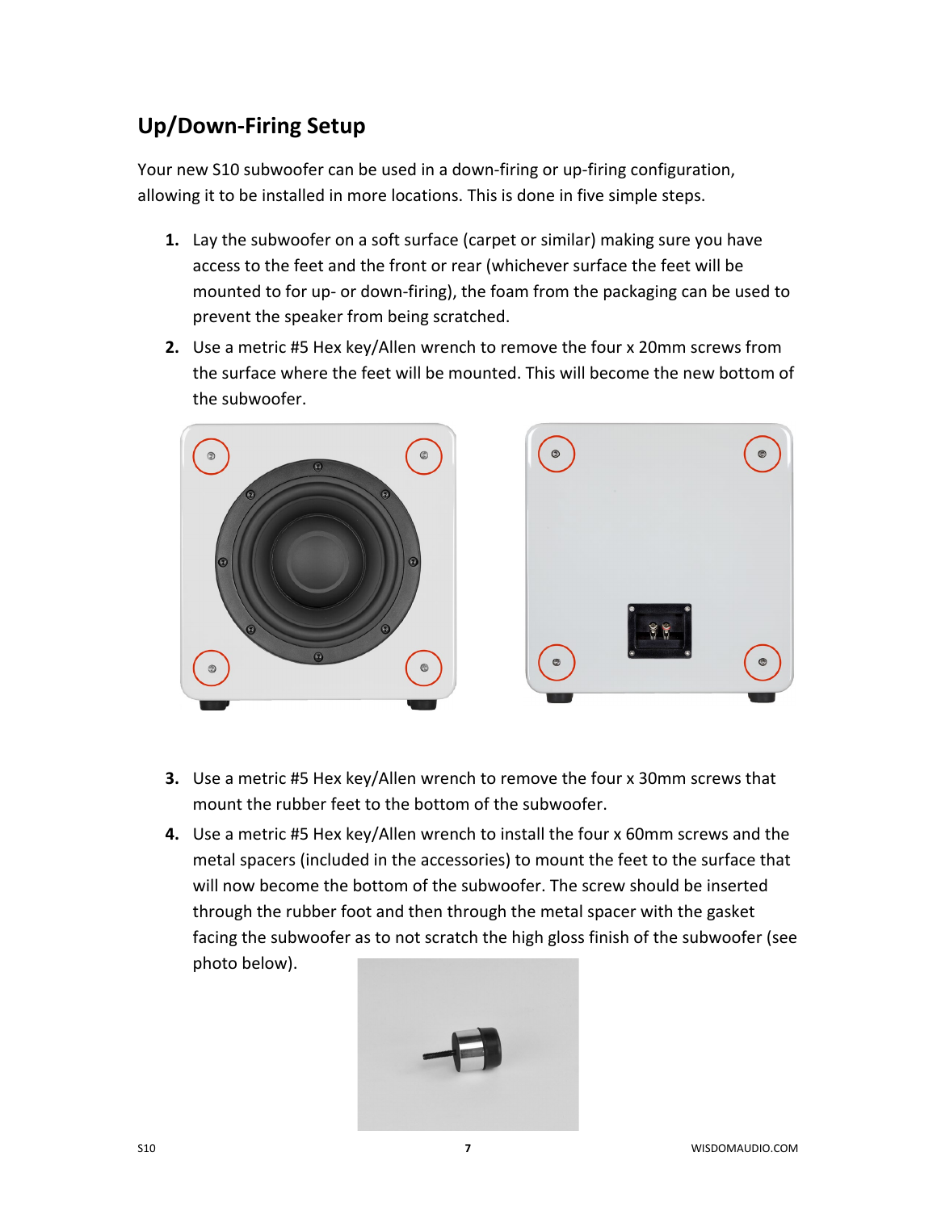## Up/Down-Firing Setup

Your new S10 subwoofer can be used in a down-firing or up-firing configuration, allowing it to be installed in more locations. This is done in five simple steps.

1. **Lay** the subwoofer on a soft surface (carpet or similar) making sure you have access to the feet and the front or rear (whichever surface the feet will be mounted to for up- or down-firing), the foam from the packaging can be used to prevent the speaker from being scratched.
2. Use a metric #5 Hex key/Allen wrench to remove the four x 20mm screws from the surface where the feet will be mounted. This will become the new bottom of the subwoofer.
3. Use a metric #5 Hex key/Allen wrench to remove the four x 30mm screws that mount the rubber feet to the bottom of the subwoofer.
4. Use a metric #5 Hex key/Allen wrench to install the four x 60mm screws and the metal spacers (included in the accessories) to mount the feet to the surface that will now become the bottom of the subwoofer. The screw should be inserted through the rubber foot and then through the metal spacer with the gasket facing the subwoofer as to not scratch the high gloss finish of the subwoofer (see photo below).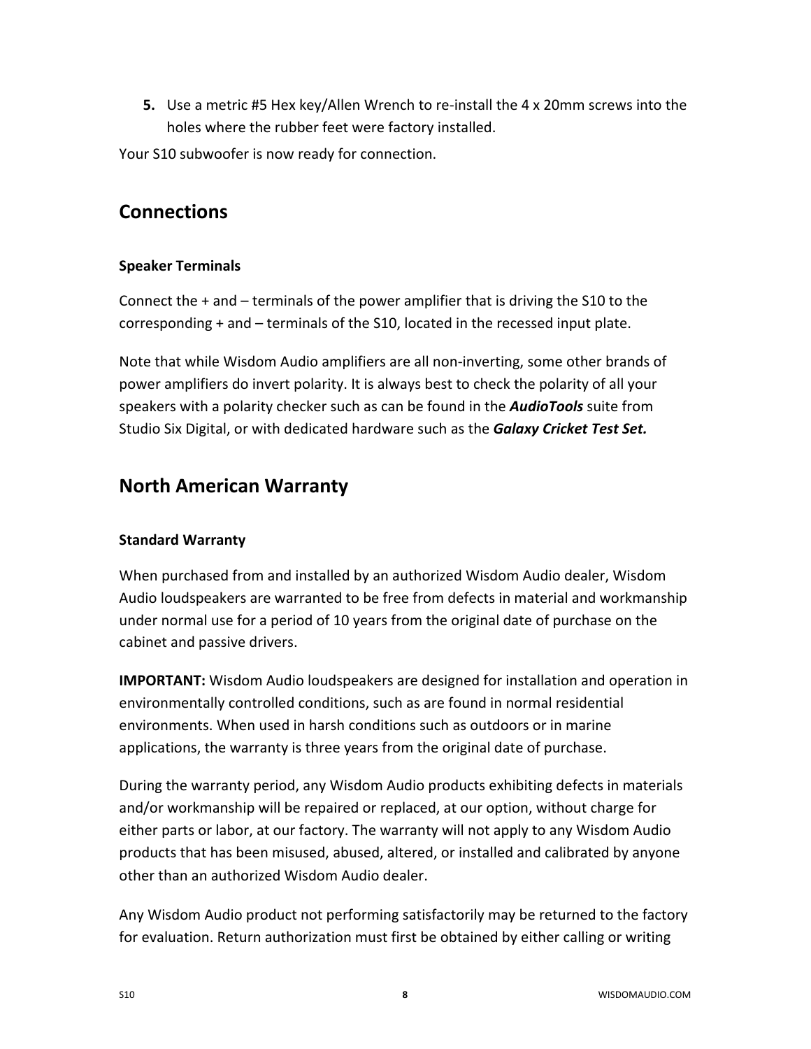5. Use a metric #5 Hex key/Allen Wrench to re-install the 4 x 20mm screws into the holes where the rubber feet were factory installed.

Your S10 subwoofer is now ready for connection.

## Connections

### Speaker Terminals

Connect the + and – terminals of the power amplifier that is driving the S10 to the corresponding + and – terminals of the S10, located in the recessed input plate.

Note that while Wisdom Audio amplifiers are all non-inverting, some other brands of power amplifiers do invert polarity. It is always best to check the polarity of all your speakers with a polarity checker such as can be found in the ***AudioTools*** suite from Studio Six Digital, or with dedicated hardware such as the ***Galaxy Cricket Test Set.***

## North American Warranty

### Standard Warranty

When purchased from and installed by an authorized Wisdom Audio dealer, Wisdom Audio loudspeakers are warranted to be free from defects in material and workmanship under normal use for a period of 10 years from the original date of purchase on the cabinet and passive drivers.

**IMPORTANT:** Wisdom Audio loudspeakers are designed for installation and operation in environmentally controlled conditions, such as are found in normal residential environments. When used in harsh conditions such as outdoors or in marine applications, the warranty is three years from the original date of purchase.

During the warranty period, any Wisdom Audio products exhibiting defects in materials and/or workmanship will be repaired or replaced, at our option, without charge for either parts or labor, at our factory. The warranty will not apply to any Wisdom Audio products that has been misused, abused, altered, or installed and calibrated by anyone other than an authorized Wisdom Audio dealer.

Any Wisdom Audio product not performing satisfactorily may be returned to the factory for evaluation. Return authorization must first be obtained by either calling or writing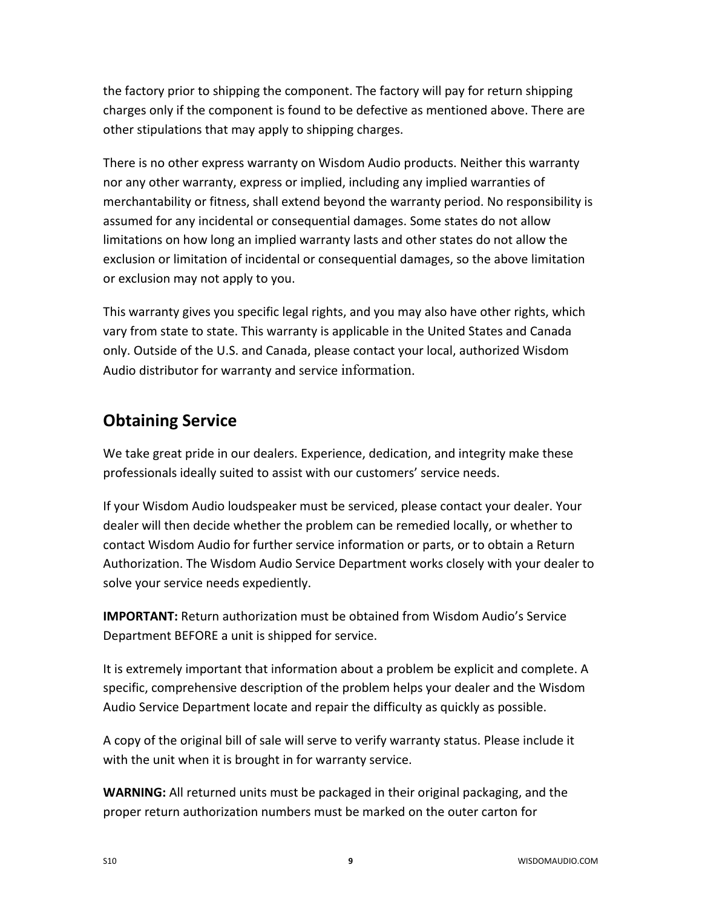the factory prior to shipping the component. The factory will pay for return shipping charges only if the component is found to be defective as mentioned above. There are other stipulations that may apply to shipping charges.

There is no other express warranty on Wisdom Audio products. Neither this warranty nor any other warranty, express or implied, including any implied warranties of merchantability or fitness, shall extend beyond the warranty period. No responsibility is assumed for any incidental or consequential damages. Some states do not allow limitations on how long an implied warranty lasts and other states do not allow the exclusion or limitation of incidental or consequential damages, so the above limitation or exclusion may not apply to you.

This warranty gives you specific legal rights, and you may also have other rights, which vary from state to state. This warranty is applicable in the United States and Canada only. Outside of the U.S. and Canada, please contact your local, authorized Wisdom Audio distributor for warranty and service information.

## Obtaining Service

We take great pride in our dealers. Experience, dedication, and integrity make these professionals ideally suited to assist with our customers' service needs.

If your Wisdom Audio loudspeaker must be serviced, please contact your dealer. Your dealer will then decide whether the problem can be remedied locally, or whether to contact Wisdom Audio for further service information or parts, or to obtain a Return Authorization. The Wisdom Audio Service Department works closely with your dealer to solve your service needs expediently.

**IMPORTANT:** Return authorization must be obtained from Wisdom Audio's Service Department BEFORE a unit is shipped for service.

It is extremely important that information about a problem be explicit and complete. A specific, comprehensive description of the problem helps your dealer and the Wisdom Audio Service Department locate and repair the difficulty as quickly as possible.

A copy of the original bill of sale will serve to verify warranty status. Please include it with the unit when it is brought in for warranty service.

**WARNING:** All returned units must be packaged in their original packaging, and the proper return authorization numbers must be marked on the outer carton for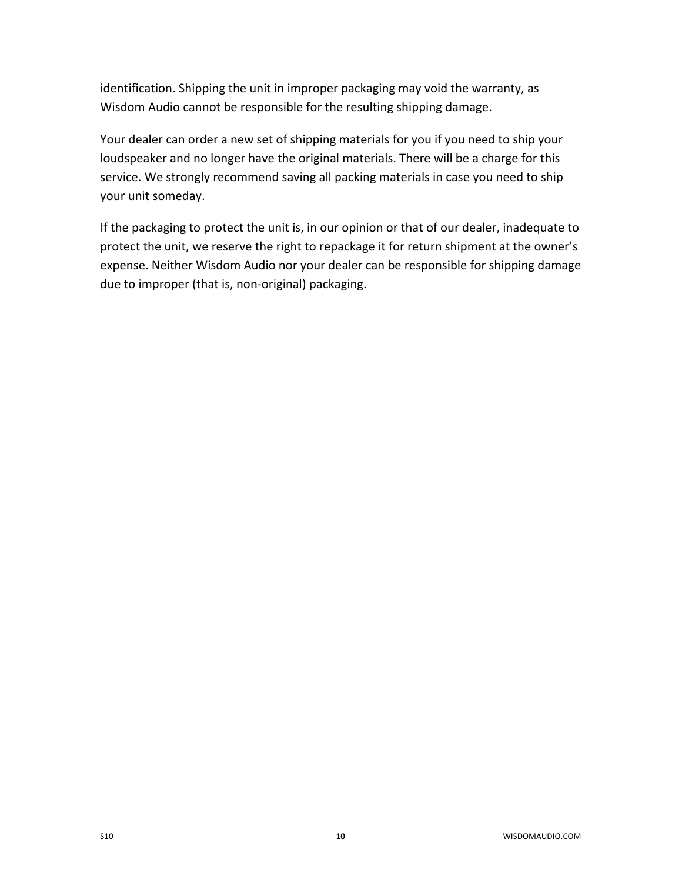identification. Shipping the unit in improper packaging may void the warranty, as Wisdom Audio cannot be responsible for the resulting shipping damage.

Your dealer can order a new set of shipping materials for you if you need to ship your loudspeaker and no longer have the original materials. There will be a charge for this service. We strongly recommend saving all packing materials in case you need to ship your unit someday.

If the packaging to protect the unit is, in our opinion or that of our dealer, inadequate to protect the unit, we reserve the right to repackage it for return shipment at the owner's expense. Neither Wisdom Audio nor your dealer can be responsible for shipping damage due to improper (that is, non-original) packaging.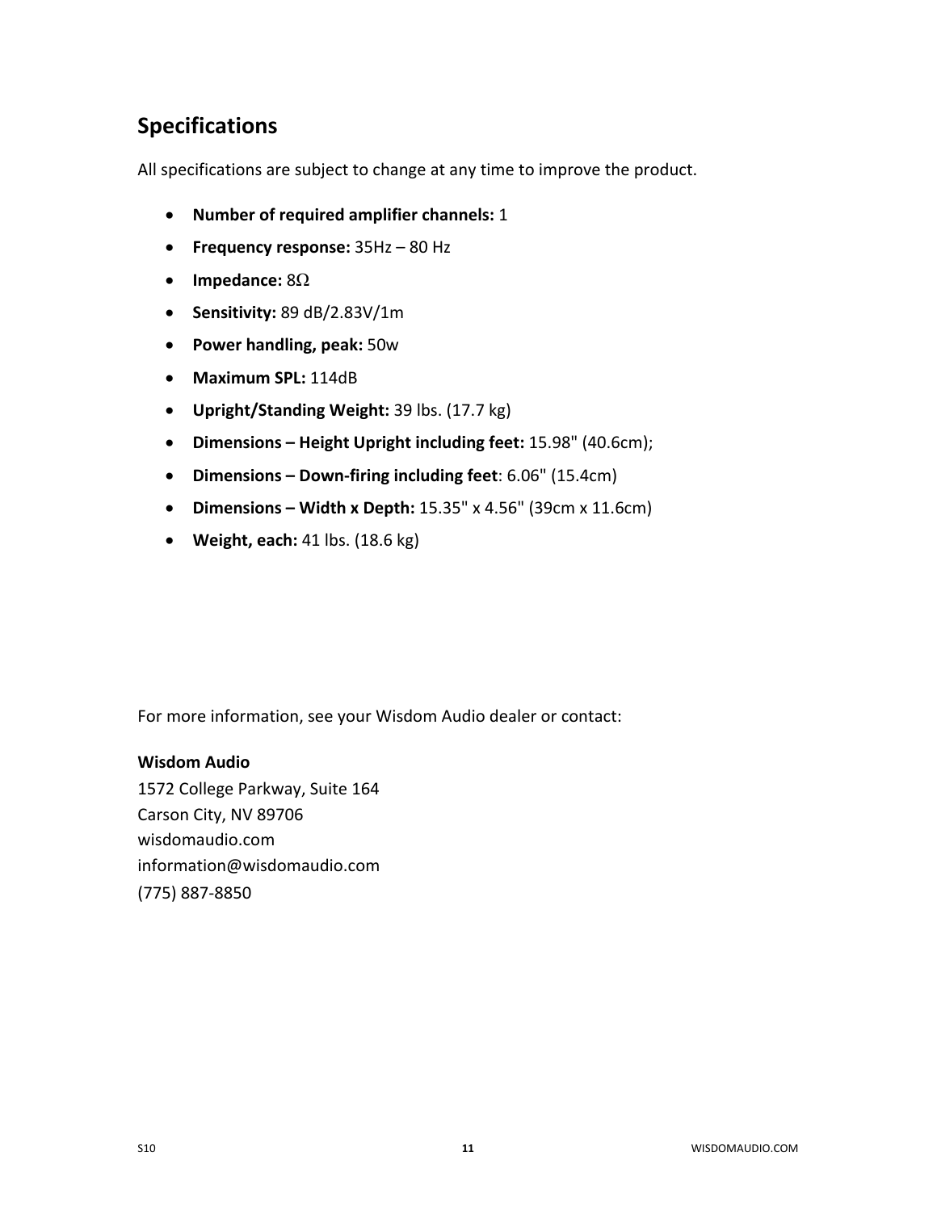## Specifications

All specifications are subject to change at any time to improve the product.

- **Number of required amplifier channels:** 1
- **Frequency response:** 35Hz – 80 Hz
- **Impedance:** 8Ω
- **Sensitivity:** 89 dB/2.83V/1m
- **Power handling, peak:** 50w
- **Maximum SPL:** 114dB
- **Upright/Standing Weight:** 39 lbs. (17.7 kg)
- **Dimensions – Height Upright including feet:** 15.98" (40.6cm);
- **Dimensions – Down-firing including feet**: 6.06" (15.4cm)
- **Dimensions – Width x Depth:** 15.35" x 4.56" (39cm x 11.6cm)
- **Weight, each:** 41 lbs. (18.6 kg)

For more information, see your Wisdom Audio dealer or contact:

**Wisdom Audio**
1572 College Parkway, Suite 164
Carson City, NV 89706
wisdomaudio.com
information@wisdomaudio.com
(775) 887-8850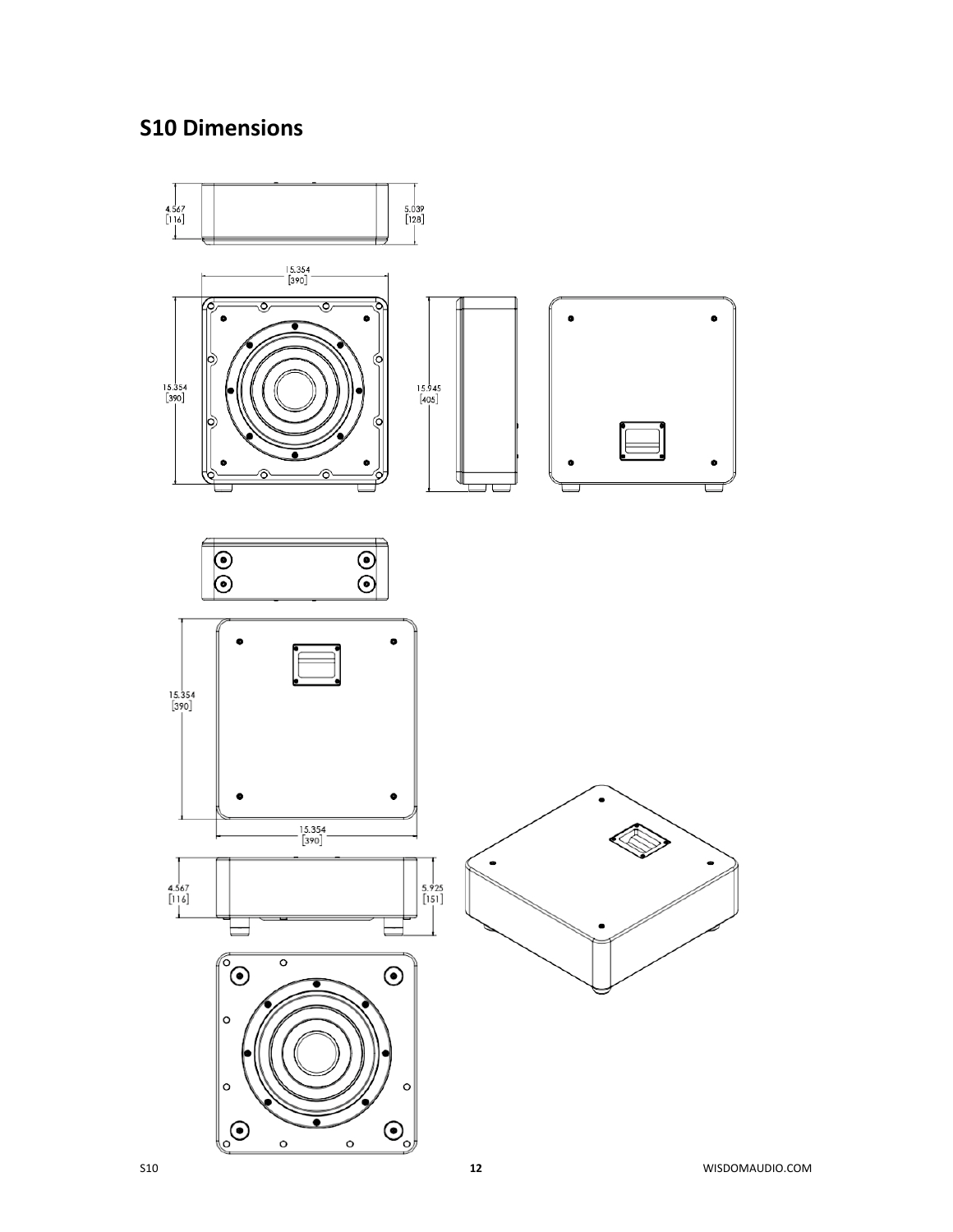## S10 Dimensions

4.567 [116]

5.039 [128]

15.354 [390]

15.354 [390]

15.945 [405]

15.354 [390]

15.354 [390]

4.567 [116]

5.925 [151]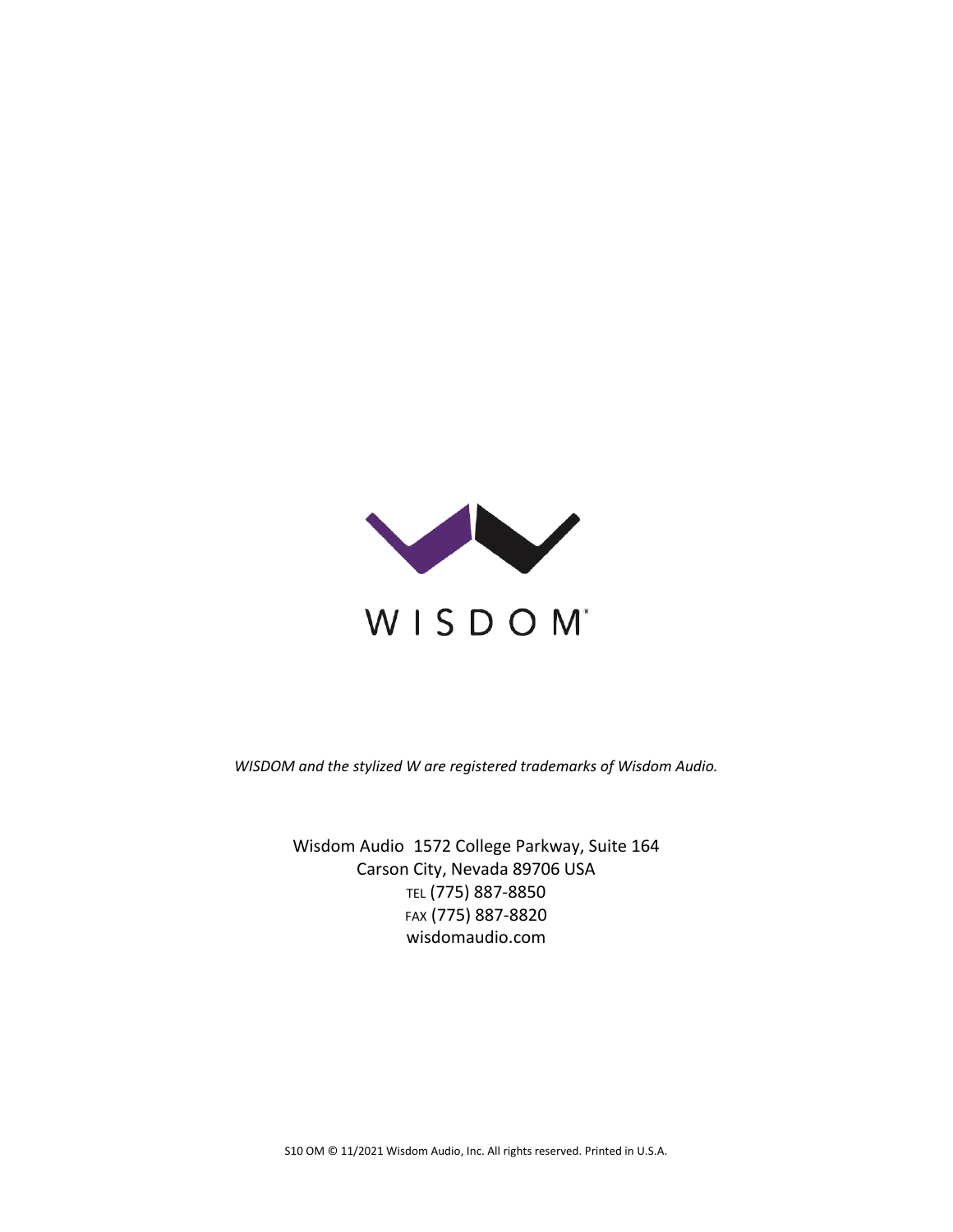WISDOM®

*WISDOM and the stylized W are registered trademarks of Wisdom Audio.*

Wisdom Audio 1572 College Parkway, Suite 164
Carson City, Nevada 89706 USA
TEL (775) 887-8850
FAX (775) 887-8820
wisdomaudio.com

S10 OM © 11/2021 Wisdom Audio, Inc. All rights reserved. Printed in U.S.A.